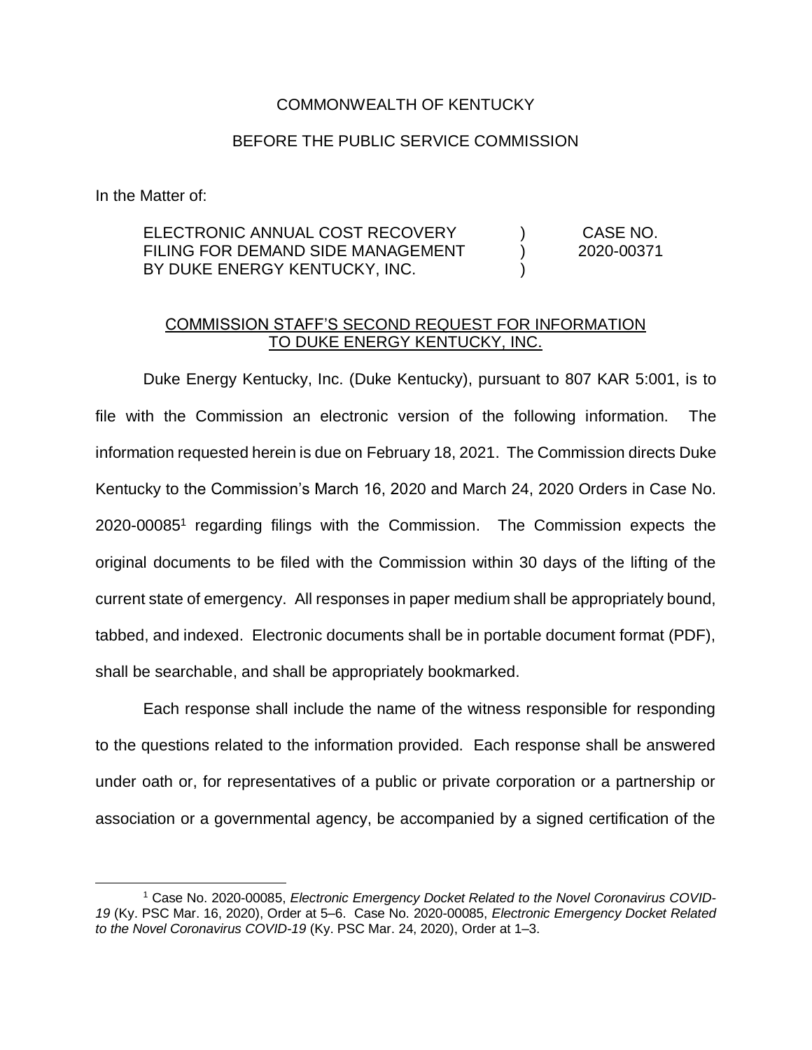COMMONWEALTH OF KENTUCKY

BEFORE THE PUBLIC SERVICE COMMISSION

In the Matter of:

| | | |
|---|---|---|
| ELECTRONIC ANNUAL COST RECOVERY FILING FOR DEMAND SIDE MANAGEMENT BY DUKE ENERGY KENTUCKY, INC. | ) ) ) | CASE NO. 2020-00371 |

COMMISSION STAFF'S SECOND REQUEST FOR INFORMATION TO DUKE ENERGY KENTUCKY, INC.

Duke Energy Kentucky, Inc. (Duke Kentucky), pursuant to 807 KAR 5:001, is to file with the Commission an electronic version of the following information. The information requested herein is due on February 18, 2021. The Commission directs Duke Kentucky to the Commission's March 16, 2020 and March 24, 2020 Orders in Case No. 2020-00085[1] regarding filings with the Commission. The Commission expects the original documents to be filed with the Commission within 30 days of the lifting of the current state of emergency. All responses in paper medium shall be appropriately bound, tabbed, and indexed. Electronic documents shall be in portable document format (PDF), shall be searchable, and shall be appropriately bookmarked.

Each response shall include the name of the witness responsible for responding to the questions related to the information provided. Each response shall be answered under oath or, for representatives of a public or private corporation or a partnership or association or a governmental agency, be accompanied by a signed certification of the

[1] Case No. 2020-00085, *Electronic Emergency Docket Related to the Novel Coronavirus COVID-19* (Ky. PSC Mar. 16, 2020), Order at 5–6. Case No. 2020-00085, *Electronic Emergency Docket Related to the Novel Coronavirus COVID-19* (Ky. PSC Mar. 24, 2020), Order at 1–3.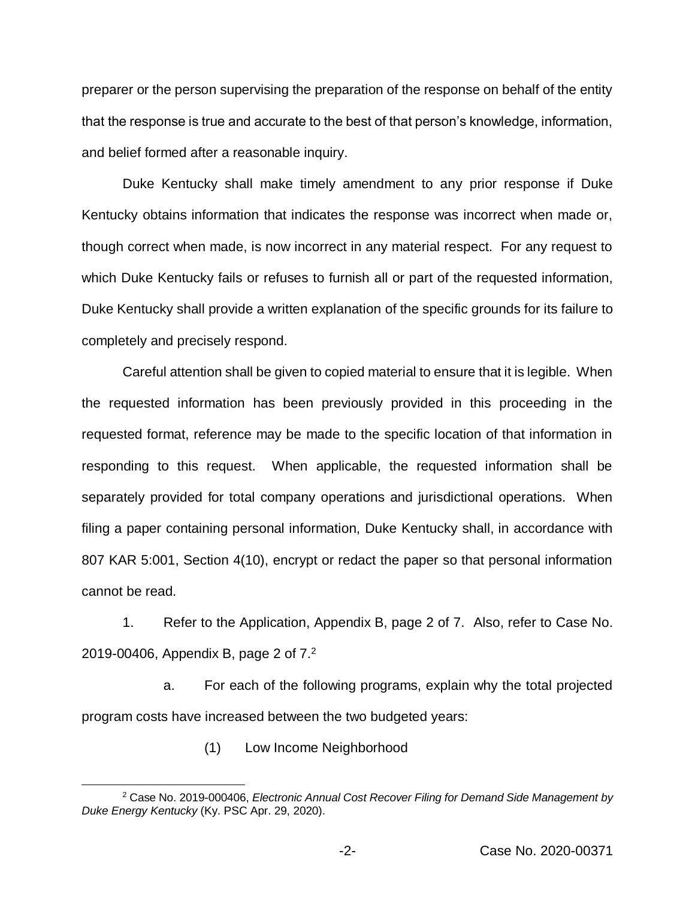preparer or the person supervising the preparation of the response on behalf of the entity that the response is true and accurate to the best of that person's knowledge, information, and belief formed after a reasonable inquiry.

Duke Kentucky shall make timely amendment to any prior response if Duke Kentucky obtains information that indicates the response was incorrect when made or, though correct when made, is now incorrect in any material respect. For any request to which Duke Kentucky fails or refuses to furnish all or part of the requested information, Duke Kentucky shall provide a written explanation of the specific grounds for its failure to completely and precisely respond.

Careful attention shall be given to copied material to ensure that it is legible. When the requested information has been previously provided in this proceeding in the requested format, reference may be made to the specific location of that information in responding to this request. When applicable, the requested information shall be separately provided for total company operations and jurisdictional operations. When filing a paper containing personal information, Duke Kentucky shall, in accordance with 807 KAR 5:001, Section 4(10), encrypt or redact the paper so that personal information cannot be read.

1. Refer to the Application, Appendix B, page 2 of 7. Also, refer to Case No. 2019-00406, Appendix B, page 2 of 7.[2]

a. For each of the following programs, explain why the total projected program costs have increased between the two budgeted years:

(1) Low Income Neighborhood

[2] Case No. 2019-000406, *Electronic Annual Cost Recover Filing for Demand Side Management by Duke Energy Kentucky* (Ky. PSC Apr. 29, 2020).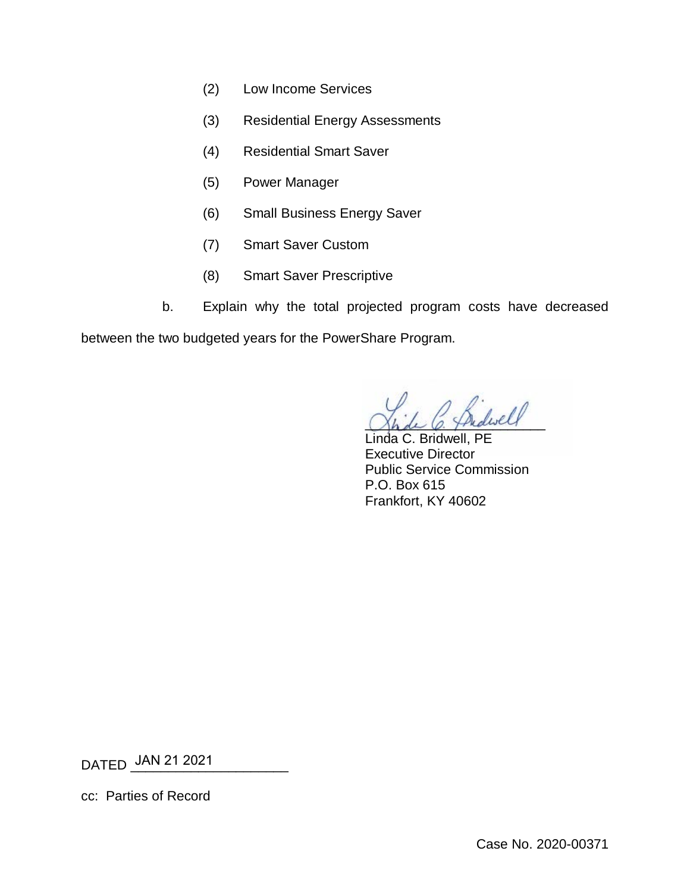(2) Low Income Services

(3) Residential Energy Assessments

(4) Residential Smart Saver

(5) Power Manager

(6) Small Business Energy Saver

(7) Smart Saver Custom

(8) Smart Saver Prescriptive

b. Explain why the total projected program costs have decreased between the two budgeted years for the PowerShare Program.

Linda C. Bridwell, PE
Executive Director
Public Service Commission
P.O. Box 615
Frankfort, KY 40602

DATED JAN 21 2021

cc: Parties of Record

Case No. 2020-00371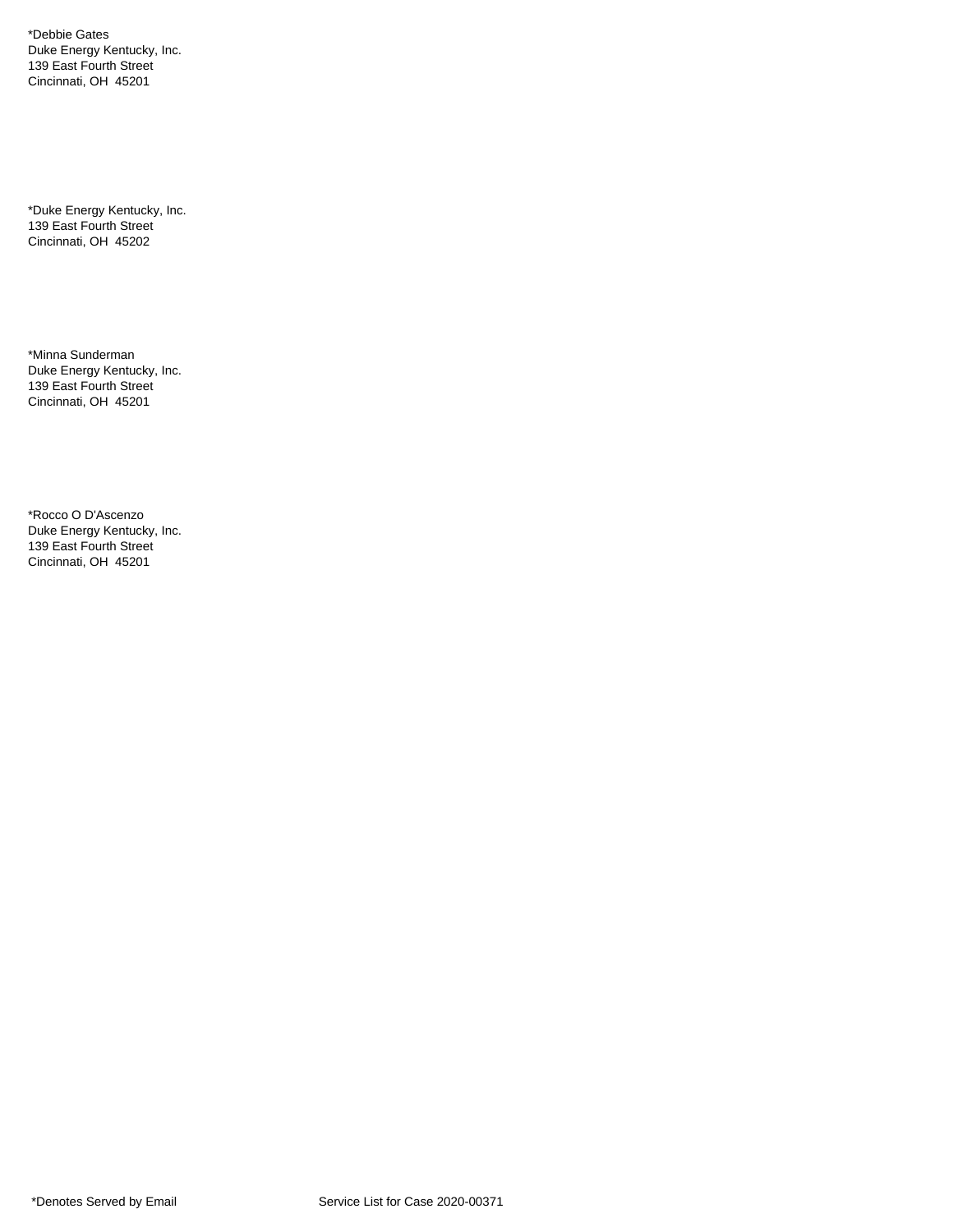*Debbie Gates
Duke Energy Kentucky, Inc.
139 East Fourth Street
Cincinnati, OH  45201

*Duke Energy Kentucky, Inc.
139 East Fourth Street
Cincinnati, OH  45202

*Minna Sunderman
Duke Energy Kentucky, Inc.
139 East Fourth Street
Cincinnati, OH  45201

*Rocco O D'Ascenzo
Duke Energy Kentucky, Inc.
139 East Fourth Street
Cincinnati, OH  45201

*Denotes Served by Email

Service List for Case 2020-00371